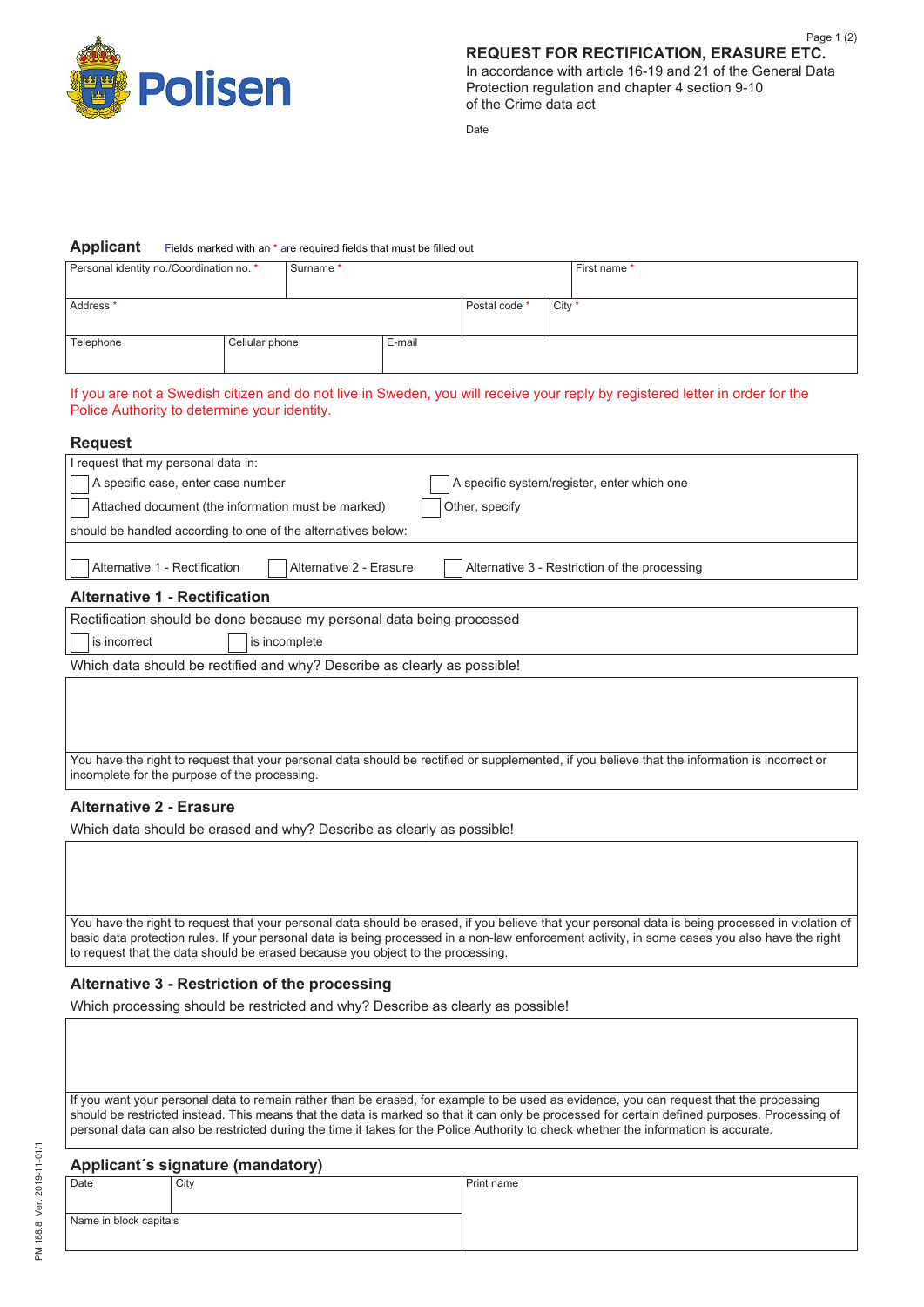Polisen

**REQUEST FOR RECTIFICATION, ERASURE ETC.**
In accordance with article 16-19 and 21 of the General Data Protection regulation and chapter 4 section 9-10 of the Crime data act

Date

## Applicant

Fields marked with an * are required fields that must be filled out

| Personal identity no./Coordination no. * | Surname * | First name * |
|---|---|---|
| Address * | Postal code * | City * |
| Telephone | Cellular phone | E-mail |

If you are not a Swedish citizen and do not live in Sweden, you will receive your reply by registered letter in order for the Police Authority to determine your identity.

## Request

I request that my personal data in:

- ☐ A specific case, enter case number
- ☐ A specific system/register, enter which one
- ☐ Attached document (the information must be marked)
- ☐ Other, specify

should be handled according to one of the alternatives below:

- ☐ Alternative 1 - Rectification
- ☐ Alternative 2 - Erasure
- ☐ Alternative 3 - Restriction of the processing

## Alternative 1 - Rectification

Rectification should be done because my personal data being processed

- ☐ is incorrect
- ☐ is incomplete

Which data should be rectified and why? Describe as clearly as possible!

You have the right to request that your personal data should be rectified or supplemented, if you believe that the information is incorrect or incomplete for the purpose of the processing.

## Alternative 2 - Erasure

Which data should be erased and why? Describe as clearly as possible!

You have the right to request that your personal data should be erased, if you believe that your personal data is being processed in violation of basic data protection rules. If your personal data is being processed in a non-law enforcement activity, in some cases you also have the right to request that the data should be erased because you object to the processing.

## Alternative 3 - Restriction of the processing

Which processing should be restricted and why? Describe as clearly as possible!

If you want your personal data to remain rather than be erased, for example to be used as evidence, you can request that the processing should be restricted instead. This means that the data is marked so that it can only be processed for certain defined purposes. Processing of personal data can also be restricted during the time it takes for the Police Authority to check whether the information is accurate.

## Applicant´s signature (mandatory)

| Date | City | Print name |
|---|---|---|
| Name in block capitals | | |

PM 188.8 Ver. 2019-11-01/1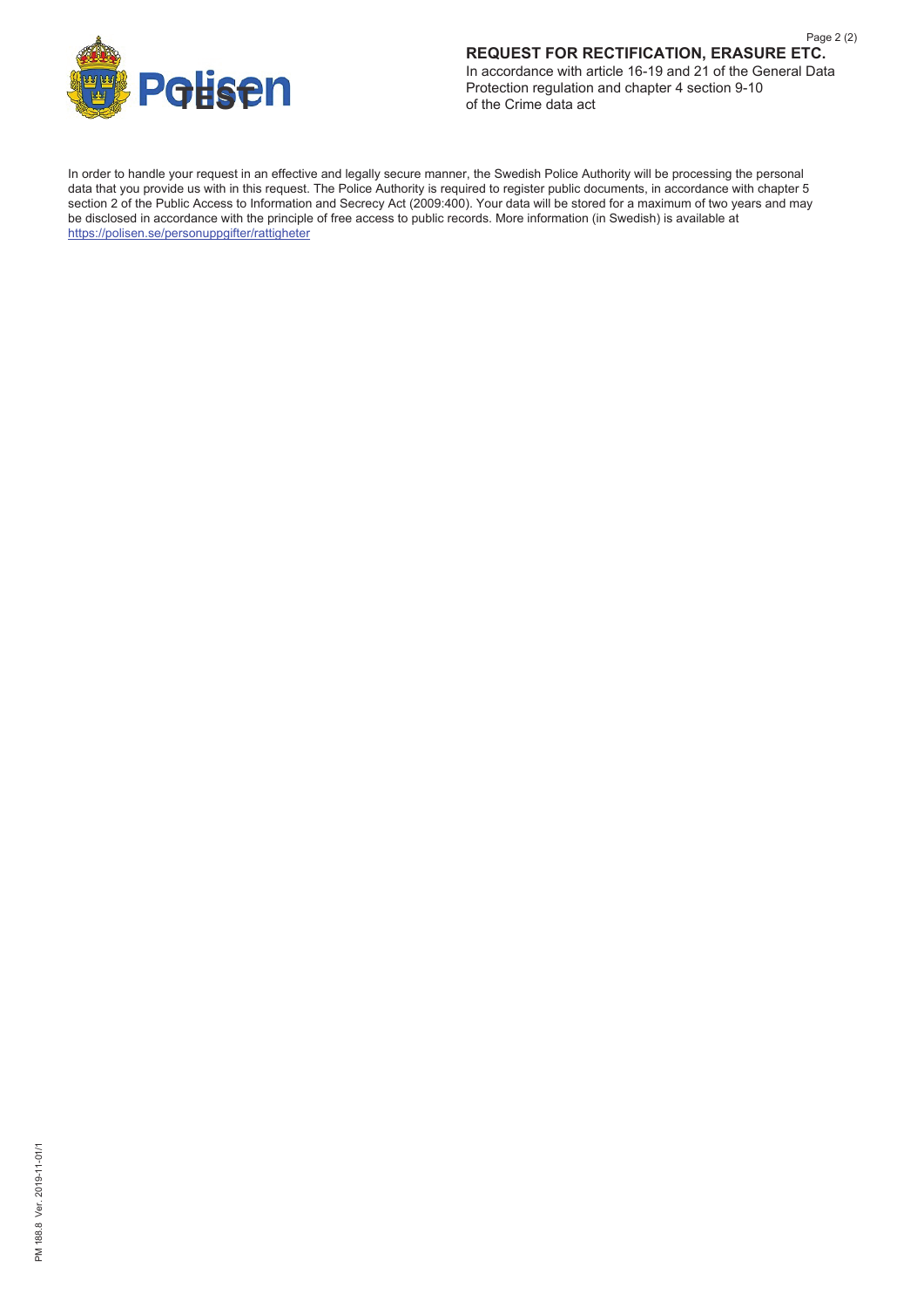**REQUEST FOR RECTIFICATION, ERASURE ETC.**
In accordance with article 16-19 and 21 of the General Data Protection regulation and chapter 4 section 9-10 of the Crime data act

In order to handle your request in an effective and legally secure manner, the Swedish Police Authority will be processing the personal data that you provide us with in this request. The Police Authority is required to register public documents, in accordance with chapter 5 section 2 of the Public Access to Information and Secrecy Act (2009:400). Your data will be stored for a maximum of two years and may be disclosed in accordance with the principle of free access to public records. More information (in Swedish) is available at https://polisen.se/personuppgifter/rattigheter